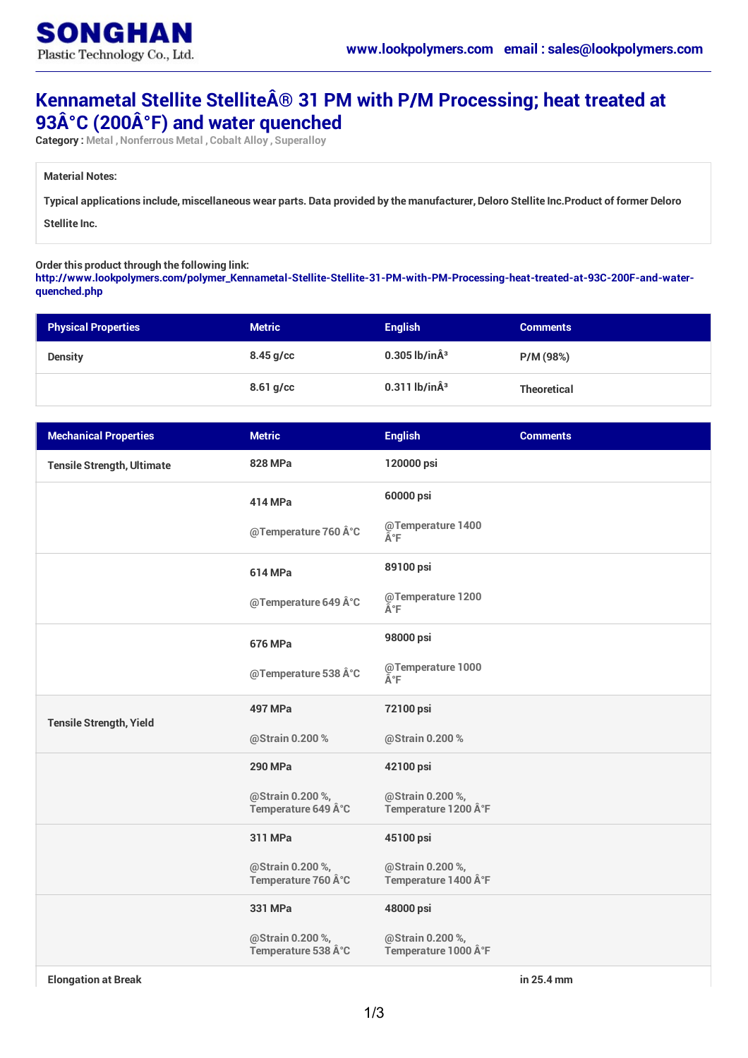SONGHAN
Plastic Technology Co., Ltd.

www.lookpolymers.com email : sales@lookpolymers.com

# Kennametal Stellite StelliteÂ® 31 PM with P/M Processing; heat treated at 93Â°C (200Â°F) and water quenched

**Category :** Metal , Nonferrous Metal , Cobalt Alloy , Superalloy

**Material Notes:**

**Typical applications include, miscellaneous wear parts. Data provided by the manufacturer, Deloro Stellite Inc.Product of former Deloro Stellite Inc.**

**Order this product through the following link:**
**http://www.lookpolymers.com/polymer_Kennametal-Stellite-Stellite-31-PM-with-PM-Processing-heat-treated-at-93C-200F-and-water-quenched.php**

| Physical Properties | Metric | English | Comments |
| --- | --- | --- | --- |
| Density | 8.45 g/cc | 0.305 lb/inÂ³ | P/M (98%) |
| | 8.61 g/cc | 0.311 lb/inÂ³ | Theoretical |

| Mechanical Properties | Metric | English | Comments |
| --- | --- | --- | --- |
| Tensile Strength, Ultimate | 828 MPa | 120000 psi | |
| | 414 MPa<br>@Temperature 760 Â°C | 60000 psi<br>@Temperature 1400 Â°F | |
| | 614 MPa<br>@Temperature 649 Â°C | 89100 psi<br>@Temperature 1200 Â°F | |
| | 676 MPa<br>@Temperature 538 Â°C | 98000 psi<br>@Temperature 1000 Â°F | |
| Tensile Strength, Yield | 497 MPa<br>@Strain 0.200 % | 72100 psi<br>@Strain 0.200 % | |
| | 290 MPa<br>@Strain 0.200 %, Temperature 649 Â°C | 42100 psi<br>@Strain 0.200 %, Temperature 1200 Â°F | |
| | 311 MPa<br>@Strain 0.200 %, Temperature 760 Â°C | 45100 psi<br>@Strain 0.200 %, Temperature 1400 Â°F | |
| | 331 MPa<br>@Strain 0.200 %, Temperature 538 Â°C | 48000 psi<br>@Strain 0.200 %, Temperature 1000 Â°F | |
| Elongation at Break | | | in 25.4 mm |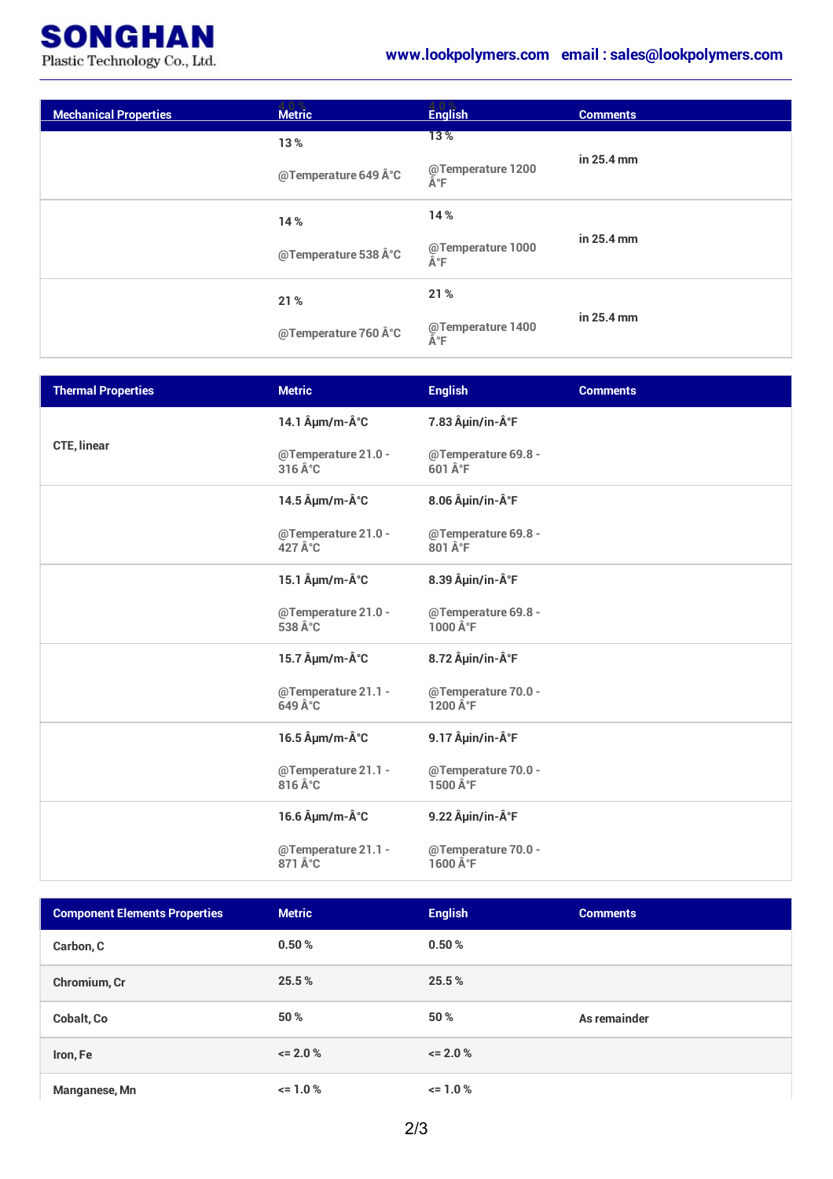**SONGHAN**
Plastic Technology Co., Ltd.

www.lookpolymers.com email : sales@lookpolymers.com

| Mechanical Properties | Metric | English | Comments |
|---|---|---|---|
| | 13 % @Temperature 649 Â°C | 13 % @Temperature 1200 Â°F | in 25.4 mm |
| | 14 % @Temperature 538 Â°C | 14 % @Temperature 1000 Â°F | in 25.4 mm |
| | 21 % @Temperature 760 Â°C | 21 % @Temperature 1400 Â°F | in 25.4 mm |

| Thermal Properties | Metric | English | Comments |
|---|---|---|---|
| CTE, linear | 14.1 Âµm/m-Â°C @Temperature 21.0 - 316 Â°C | 7.83 Âµin/in-Â°F @Temperature 69.8 - 601 Â°F | |
| | 14.5 Âµm/m-Â°C @Temperature 21.0 - 427 Â°C | 8.06 Âµin/in-Â°F @Temperature 69.8 - 801 Â°F | |
| | 15.1 Âµm/m-Â°C @Temperature 21.0 - 538 Â°C | 8.39 Âµin/in-Â°F @Temperature 69.8 - 1000 Â°F | |
| | 15.7 Âµm/m-Â°C @Temperature 21.1 - 649 Â°C | 8.72 Âµin/in-Â°F @Temperature 70.0 - 1200 Â°F | |
| | 16.5 Âµm/m-Â°C @Temperature 21.1 - 816 Â°C | 9.17 Âµin/in-Â°F @Temperature 70.0 - 1500 Â°F | |
| | 16.6 Âµm/m-Â°C @Temperature 21.1 - 871 Â°C | 9.22 Âµin/in-Â°F @Temperature 70.0 - 1600 Â°F | |

| Component Elements Properties | Metric | English | Comments |
|---|---|---|---|
| Carbon, C | 0.50 % | 0.50 % | |
| Chromium, Cr | 25.5 % | 25.5 % | |
| Cobalt, Co | 50 % | 50 % | As remainder |
| Iron, Fe | <= 2.0 % | <= 2.0 % | |
| Manganese, Mn | <= 1.0 % | <= 1.0 % | |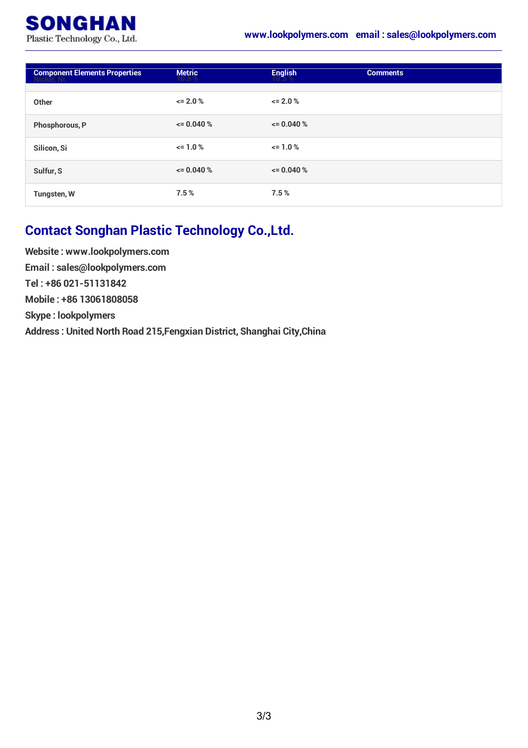| Component Elements Properties | Metric | English | Comments |
| --- | --- | --- | --- |
| Nickel, Ni | 10.5 % | 10.5 % | |
| Other | <= 2.0 % | <= 2.0 % | |
| Phosphorous, P | <= 0.040 % | <= 0.040 % | |
| Silicon, Si | <= 1.0 % | <= 1.0 % | |
| Sulfur, S | <= 0.040 % | <= 0.040 % | |
| Tungsten, W | 7.5 % | 7.5 % | |

## Contact Songhan Plastic Technology Co.,Ltd.

**Website : www.lookpolymers.com**
**Email : sales@lookpolymers.com**
**Tel : +86 021-51131842**
**Mobile : +86 13061808058**
**Skype : lookpolymers**
**Address : United North Road 215,Fengxian District, Shanghai City,China**